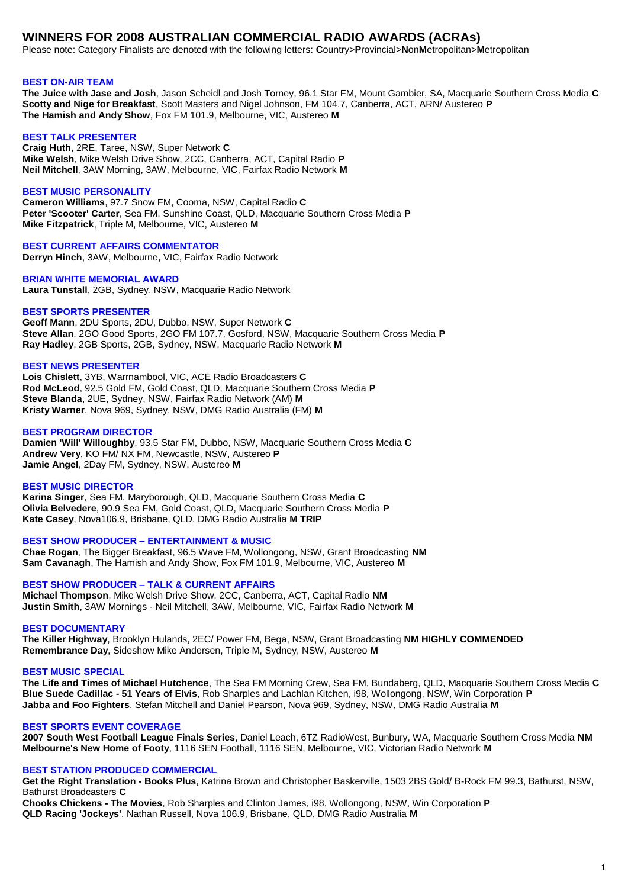# WINNERS FOR 2008 AUSTRALIAN COMMERCIAL RADIO AWARDS (ACRAs)

Please note: Category Finalists are denoted with the following letters: **C**ountry>**P**rovincial>**N**on**M**etropolitan>**M**etropolitan

## BEST ON-AIR TEAM

**The Juice with Jase and Josh**, Jason Scheidl and Josh Torney, 96.1 Star FM, Mount Gambier, SA, Macquarie Southern Cross Media **C**
**Scotty and Nige for Breakfast**, Scott Masters and Nigel Johnson, FM 104.7, Canberra, ACT, ARN/ Austereo **P**
**The Hamish and Andy Show**, Fox FM 101.9, Melbourne, VIC, Austereo **M**

## BEST TALK PRESENTER

**Craig Huth**, 2RE, Taree, NSW, Super Network **C**
**Mike Welsh**, Mike Welsh Drive Show, 2CC, Canberra, ACT, Capital Radio **P**
**Neil Mitchell**, 3AW Morning, 3AW, Melbourne, VIC, Fairfax Radio Network **M**

## BEST MUSIC PERSONALITY

**Cameron Williams**, 97.7 Snow FM, Cooma, NSW, Capital Radio **C**
**Peter 'Scooter' Carter**, Sea FM, Sunshine Coast, QLD, Macquarie Southern Cross Media **P**
**Mike Fitzpatrick**, Triple M, Melbourne, VIC, Austereo **M**

## BEST CURRENT AFFAIRS COMMENTATOR

**Derryn Hinch**, 3AW, Melbourne, VIC, Fairfax Radio Network

## BRIAN WHITE MEMORIAL AWARD

**Laura Tunstall**, 2GB, Sydney, NSW, Macquarie Radio Network

## BEST SPORTS PRESENTER

**Geoff Mann**, 2DU Sports, 2DU, Dubbo, NSW, Super Network **C**
**Steve Allan**, 2GO Good Sports, 2GO FM 107.7, Gosford, NSW, Macquarie Southern Cross Media **P**
**Ray Hadley**, 2GB Sports, 2GB, Sydney, NSW, Macquarie Radio Network **M**

## BEST NEWS PRESENTER

**Lois Chislett**, 3YB, Warrnambool, VIC, ACE Radio Broadcasters **C**
**Rod McLeod**, 92.5 Gold FM, Gold Coast, QLD, Macquarie Southern Cross Media **P**
**Steve Blanda**, 2UE, Sydney, NSW, Fairfax Radio Network (AM) **M**
**Kristy Warner**, Nova 969, Sydney, NSW, DMG Radio Australia (FM) **M**

## BEST PROGRAM DIRECTOR

**Damien 'Will' Willoughby**, 93.5 Star FM, Dubbo, NSW, Macquarie Southern Cross Media **C**
**Andrew Very**, KO FM/ NX FM, Newcastle, NSW, Austereo **P**
**Jamie Angel**, 2Day FM, Sydney, NSW, Austereo **M**

## BEST MUSIC DIRECTOR

**Karina Singer**, Sea FM, Maryborough, QLD, Macquarie Southern Cross Media **C**
**Olivia Belvedere**, 90.9 Sea FM, Gold Coast, QLD, Macquarie Southern Cross Media **P**
**Kate Casey**, Nova106.9, Brisbane, QLD, DMG Radio Australia **M TRIP**

## BEST SHOW PRODUCER – ENTERTAINMENT & MUSIC

**Chae Rogan**, The Bigger Breakfast, 96.5 Wave FM, Wollongong, NSW, Grant Broadcasting **NM**
**Sam Cavanagh**, The Hamish and Andy Show, Fox FM 101.9, Melbourne, VIC, Austereo **M**

## BEST SHOW PRODUCER – TALK & CURRENT AFFAIRS

**Michael Thompson**, Mike Welsh Drive Show, 2CC, Canberra, ACT, Capital Radio **NM**
**Justin Smith**, 3AW Mornings - Neil Mitchell, 3AW, Melbourne, VIC, Fairfax Radio Network **M**

## BEST DOCUMENTARY

**The Killer Highway**, Brooklyn Hulands, 2EC/ Power FM, Bega, NSW, Grant Broadcasting **NM HIGHLY COMMENDED**
**Remembrance Day**, Sideshow Mike Andersen, Triple M, Sydney, NSW, Austereo **M**

## BEST MUSIC SPECIAL

**The Life and Times of Michael Hutchence**, The Sea FM Morning Crew, Sea FM, Bundaberg, QLD, Macquarie Southern Cross Media **C**
**Blue Suede Cadillac - 51 Years of Elvis**, Rob Sharples and Lachlan Kitchen, i98, Wollongong, NSW, Win Corporation **P**
**Jabba and Foo Fighters**, Stefan Mitchell and Daniel Pearson, Nova 969, Sydney, NSW, DMG Radio Australia **M**

## BEST SPORTS EVENT COVERAGE

**2007 South West Football League Finals Series**, Daniel Leach, 6TZ RadioWest, Bunbury, WA, Macquarie Southern Cross Media **NM**
**Melbourne's New Home of Footy**, 1116 SEN Football, 1116 SEN, Melbourne, VIC, Victorian Radio Network **M**

## BEST STATION PRODUCED COMMERCIAL

**Get the Right Translation - Books Plus**, Katrina Brown and Christopher Baskerville, 1503 2BS Gold/ B-Rock FM 99.3, Bathurst, NSW, Bathurst Broadcasters **C**
**Chooks Chickens - The Movies**, Rob Sharples and Clinton James, i98, Wollongong, NSW, Win Corporation **P**
**QLD Racing 'Jockeys'**, Nathan Russell, Nova 106.9, Brisbane, QLD, DMG Radio Australia **M**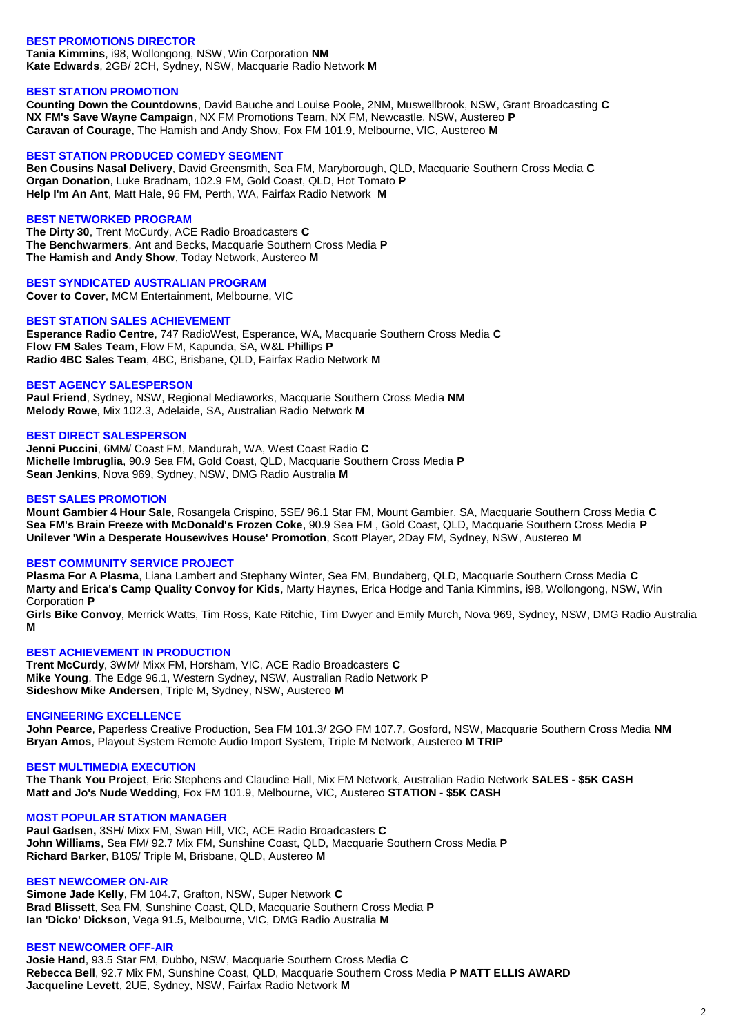### BEST PROMOTIONS DIRECTOR

**Tania Kimmins**, i98, Wollongong, NSW, Win Corporation **NM**
**Kate Edwards**, 2GB/ 2CH, Sydney, NSW, Macquarie Radio Network **M**

### BEST STATION PROMOTION

**Counting Down the Countdowns**, David Bauche and Louise Poole, 2NM, Muswellbrook, NSW, Grant Broadcasting **C**
**NX FM's Save Wayne Campaign**, NX FM Promotions Team, NX FM, Newcastle, NSW, Austereo **P**
**Caravan of Courage**, The Hamish and Andy Show, Fox FM 101.9, Melbourne, VIC, Austereo **M**

### BEST STATION PRODUCED COMEDY SEGMENT

**Ben Cousins Nasal Delivery**, David Greensmith, Sea FM, Maryborough, QLD, Macquarie Southern Cross Media **C**
**Organ Donation**, Luke Bradnam, 102.9 FM, Gold Coast, QLD, Hot Tomato **P**
**Help I'm An Ant**, Matt Hale, 96 FM, Perth, WA, Fairfax Radio Network **M**

### BEST NETWORKED PROGRAM

**The Dirty 30**, Trent McCurdy, ACE Radio Broadcasters **C**
**The Benchwarmers**, Ant and Becks, Macquarie Southern Cross Media **P**
**The Hamish and Andy Show**, Today Network, Austereo **M**

### BEST SYNDICATED AUSTRALIAN PROGRAM

**Cover to Cover**, MCM Entertainment, Melbourne, VIC

### BEST STATION SALES ACHIEVEMENT

**Esperance Radio Centre**, 747 RadioWest, Esperance, WA, Macquarie Southern Cross Media **C**
**Flow FM Sales Team**, Flow FM, Kapunda, SA, W&L Phillips **P**
**Radio 4BC Sales Team**, 4BC, Brisbane, QLD, Fairfax Radio Network **M**

### BEST AGENCY SALESPERSON

**Paul Friend**, Sydney, NSW, Regional Mediaworks, Macquarie Southern Cross Media **NM**
**Melody Rowe**, Mix 102.3, Adelaide, SA, Australian Radio Network **M**

### BEST DIRECT SALESPERSON

**Jenni Puccini**, 6MM/ Coast FM, Mandurah, WA, West Coast Radio **C**
**Michelle Imbruglia**, 90.9 Sea FM, Gold Coast, QLD, Macquarie Southern Cross Media **P**
**Sean Jenkins**, Nova 969, Sydney, NSW, DMG Radio Australia **M**

### BEST SALES PROMOTION

**Mount Gambier 4 Hour Sale**, Rosangela Crispino, 5SE/ 96.1 Star FM, Mount Gambier, SA, Macquarie Southern Cross Media **C**
**Sea FM's Brain Freeze with McDonald's Frozen Coke**, 90.9 Sea FM , Gold Coast, QLD, Macquarie Southern Cross Media **P**
**Unilever 'Win a Desperate Housewives House' Promotion**, Scott Player, 2Day FM, Sydney, NSW, Austereo **M**

### BEST COMMUNITY SERVICE PROJECT

**Plasma For A Plasma**, Liana Lambert and Stephany Winter, Sea FM, Bundaberg, QLD, Macquarie Southern Cross Media **C**
**Marty and Erica's Camp Quality Convoy for Kids**, Marty Haynes, Erica Hodge and Tania Kimmins, i98, Wollongong, NSW, Win Corporation **P**
**Girls Bike Convoy**, Merrick Watts, Tim Ross, Kate Ritchie, Tim Dwyer and Emily Murch, Nova 969, Sydney, NSW, DMG Radio Australia **M**

### BEST ACHIEVEMENT IN PRODUCTION

**Trent McCurdy**, 3WM/ Mixx FM, Horsham, VIC, ACE Radio Broadcasters **C**
**Mike Young**, The Edge 96.1, Western Sydney, NSW, Australian Radio Network **P**
**Sideshow Mike Andersen**, Triple M, Sydney, NSW, Austereo **M**

### ENGINEERING EXCELLENCE

**John Pearce**, Paperless Creative Production, Sea FM 101.3/ 2GO FM 107.7, Gosford, NSW, Macquarie Southern Cross Media **NM**
**Bryan Amos**, Playout System Remote Audio Import System, Triple M Network, Austereo **M TRIP**

### BEST MULTIMEDIA EXECUTION

**The Thank You Project**, Eric Stephens and Claudine Hall, Mix FM Network, Australian Radio Network **SALES - $5K CASH**
**Matt and Jo's Nude Wedding**, Fox FM 101.9, Melbourne, VIC, Austereo **STATION - $5K CASH**

### MOST POPULAR STATION MANAGER

**Paul Gadsen,** 3SH/ Mixx FM, Swan Hill, VIC, ACE Radio Broadcasters **C**
**John Williams**, Sea FM/ 92.7 Mix FM, Sunshine Coast, QLD, Macquarie Southern Cross Media **P**
**Richard Barker**, B105/ Triple M, Brisbane, QLD, Austereo **M**

### BEST NEWCOMER ON-AIR

**Simone Jade Kelly**, FM 104.7, Grafton, NSW, Super Network **C**
**Brad Blissett**, Sea FM, Sunshine Coast, QLD, Macquarie Southern Cross Media **P**
**Ian 'Dicko' Dickson**, Vega 91.5, Melbourne, VIC, DMG Radio Australia **M**

### BEST NEWCOMER OFF-AIR

**Josie Hand**, 93.5 Star FM, Dubbo, NSW, Macquarie Southern Cross Media **C**
**Rebecca Bell**, 92.7 Mix FM, Sunshine Coast, QLD, Macquarie Southern Cross Media **P MATT ELLIS AWARD**
**Jacqueline Levett**, 2UE, Sydney, NSW, Fairfax Radio Network **M**